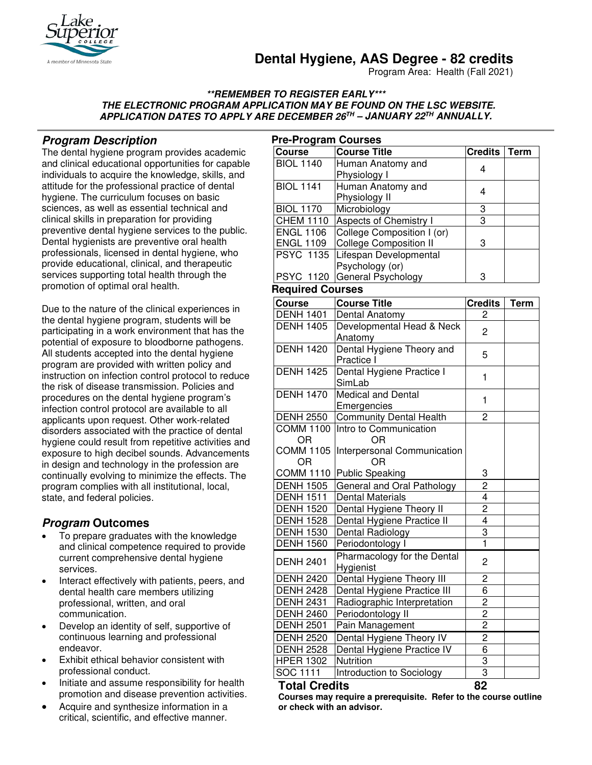# Dental Hygiene, AAS Degree - 82 credits

Program Area: Health (Fall 2021)

***\*\*REMEMBER TO REGISTER EARLY\*\*\****
***THE ELECTRONIC PROGRAM APPLICATION MAY BE FOUND ON THE LSC WEBSITE.***
***APPLICATION DATES TO APPLY ARE DECEMBER 26TH – JANUARY 22TH ANNUALLY.***

## *Program Description*

The dental hygiene program provides academic and clinical educational opportunities for capable individuals to acquire the knowledge, skills, and attitude for the professional practice of dental hygiene. The curriculum focuses on basic sciences, as well as essential technical and clinical skills in preparation for providing preventive dental hygiene services to the public. Dental hygienists are preventive oral health professionals, licensed in dental hygiene, who provide educational, clinical, and therapeutic services supporting total health through the promotion of optimal oral health.

Due to the nature of the clinical experiences in the dental hygiene program, students will be participating in a work environment that has the potential of exposure to bloodborne pathogens. All students accepted into the dental hygiene program are provided with written policy and instruction on infection control protocol to reduce the risk of disease transmission. Policies and procedures on the dental hygiene program's infection control protocol are available to all applicants upon request. Other work-related disorders associated with the practice of dental hygiene could result from repetitive activities and exposure to high decibel sounds. Advancements in design and technology in the profession are continually evolving to minimize the effects. The program complies with all institutional, local, state, and federal policies.

## *Program* Outcomes

- To prepare graduates with the knowledge and clinical competence required to provide current comprehensive dental hygiene services.
- Interact effectively with patients, peers, and dental health care members utilizing professional, written, and oral communication.
- Develop an identity of self, supportive of continuous learning and professional endeavor.
- Exhibit ethical behavior consistent with professional conduct.
- Initiate and assume responsibility for health promotion and disease prevention activities.
- Acquire and synthesize information in a critical, scientific, and effective manner.

### Pre-Program Courses

| Course | Course Title | Credits | Term |
|---|---|---|---|
| BIOL 1140 | Human Anatomy and Physiology I | 4 | |
| BIOL 1141 | Human Anatomy and Physiology II | 4 | |
| BIOL 1170 | Microbiology | 3 | |
| CHEM 1110 | Aspects of Chemistry I | 3 | |
| ENGL 1106<br>ENGL 1109 | College Composition I (or)<br>College Composition II | 3 | |
| PSYC 1135<br>PSYC 1120 | Lifespan Developmental Psychology (or)<br>General Psychology | 3 | |

### Required Courses

| Course | Course Title | Credits | Term |
|---|---|---|---|
| DENH 1401 | Dental Anatomy | 2 | |
| DENH 1405 | Developmental Head & Neck Anatomy | 2 | |
| DENH 1420 | Dental Hygiene Theory and Practice I | 5 | |
| DENH 1425 | Dental Hygiene Practice I SimLab | 1 | |
| DENH 1470 | Medical and Dental Emergencies | 1 | |
| DENH 2550 | Community Dental Health | 2 | |
| COMM 1100<br>OR<br>COMM 1105<br>OR<br>COMM 1110 | Intro to Communication<br>OR<br>Interpersonal Communication<br>OR<br>Public Speaking | 3 | |
| DENH 1505 | General and Oral Pathology | 2 | |
| DENH 1511 | Dental Materials | 4 | |
| DENH 1520 | Dental Hygiene Theory II | 2 | |
| DENH 1528 | Dental Hygiene Practice II | 4 | |
| DENH 1530 | Dental Radiology | 3 | |
| DENH 1560 | Periodontology I | 1 | |
| DENH 2401 | Pharmacology for the Dental Hygienist | 2 | |
| DENH 2420 | Dental Hygiene Theory III | 2 | |
| DENH 2428 | Dental Hygiene Practice III | 6 | |
| DENH 2431 | Radiographic Interpretation | 2 | |
| DENH 2460 | Periodontology II | 2 | |
| DENH 2501 | Pain Management | 2 | |
| DENH 2520 | Dental Hygiene Theory IV | 2 | |
| DENH 2528 | Dental Hygiene Practice IV | 6 | |
| HPER 1302 | Nutrition | 3 | |
| SOC 1111 | Introduction to Sociology | 3 | |
| **Total Credits** | | **82** | |

**Courses may require a prerequisite. Refer to the course outline or check with an advisor.**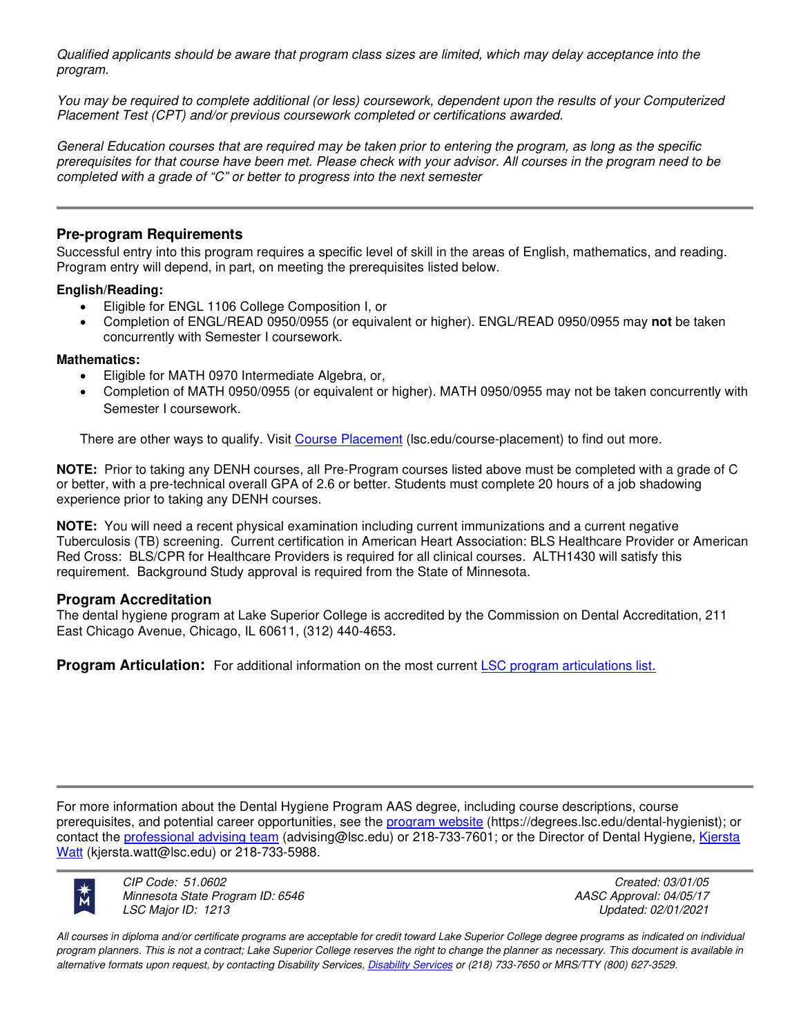*Qualified applicants should be aware that program class sizes are limited, which may delay acceptance into the program.*

*You may be required to complete additional (or less) coursework, dependent upon the results of your Computerized Placement Test (CPT) and/or previous coursework completed or certifications awarded.*

*General Education courses that are required may be taken prior to entering the program, as long as the specific prerequisites for that course have been met. Please check with your advisor. All courses in the program need to be completed with a grade of "C" or better to progress into the next semester*

---

### Pre-program Requirements

Successful entry into this program requires a specific level of skill in the areas of English, mathematics, and reading. Program entry will depend, in part, on meeting the prerequisites listed below.

**English/Reading:**

- Eligible for ENGL 1106 College Composition I, or
- Completion of ENGL/READ 0950/0955 (or equivalent or higher). ENGL/READ 0950/0955 may **not** be taken concurrently with Semester I coursework.

**Mathematics:**

- Eligible for MATH 0970 Intermediate Algebra, or,
- Completion of MATH 0950/0955 (or equivalent or higher). MATH 0950/0955 may not be taken concurrently with Semester I coursework.

There are other ways to qualify. Visit [Course Placement](lsc.edu/course-placement) (lsc.edu/course-placement) to find out more.

**NOTE:** Prior to taking any DENH courses, all Pre-Program courses listed above must be completed with a grade of C or better, with a pre-technical overall GPA of 2.6 or better. Students must complete 20 hours of a job shadowing experience prior to taking any DENH courses.

**NOTE:** You will need a recent physical examination including current immunizations and a current negative Tuberculosis (TB) screening. Current certification in American Heart Association: BLS Healthcare Provider or American Red Cross: BLS/CPR for Healthcare Providers is required for all clinical courses. ALTH1430 will satisfy this requirement. Background Study approval is required from the State of Minnesota.

### Program Accreditation

The dental hygiene program at Lake Superior College is accredited by the Commission on Dental Accreditation, 211 East Chicago Avenue, Chicago, IL 60611, (312) 440-4653.

**Program Articulation:** For additional information on the most current LSC program articulations list.

---

For more information about the Dental Hygiene Program AAS degree, including course descriptions, course prerequisites, and potential career opportunities, see the program website (https://degrees.lsc.edu/dental-hygienist); or contact the professional advising team (advising@lsc.edu) or 218-733-7601; or the Director of Dental Hygiene, Kjersta Watt (kjersta.watt@lsc.edu) or 218-733-5988.

---

*CIP Code: 51.0602*
*Minnesota State Program ID: 6546*
*LSC Major ID: 1213*

*Created: 03/01/05*
*AASC Approval: 04/05/17*
*Updated: 02/01/2021*

*All courses in diploma and/or certificate programs are acceptable for credit toward Lake Superior College degree programs as indicated on individual program planners. This is not a contract; Lake Superior College reserves the right to change the planner as necessary. This document is available in alternative formats upon request, by contacting Disability Services, Disability Services or (218) 733-7650 or MRS/TTY (800) 627-3529.*